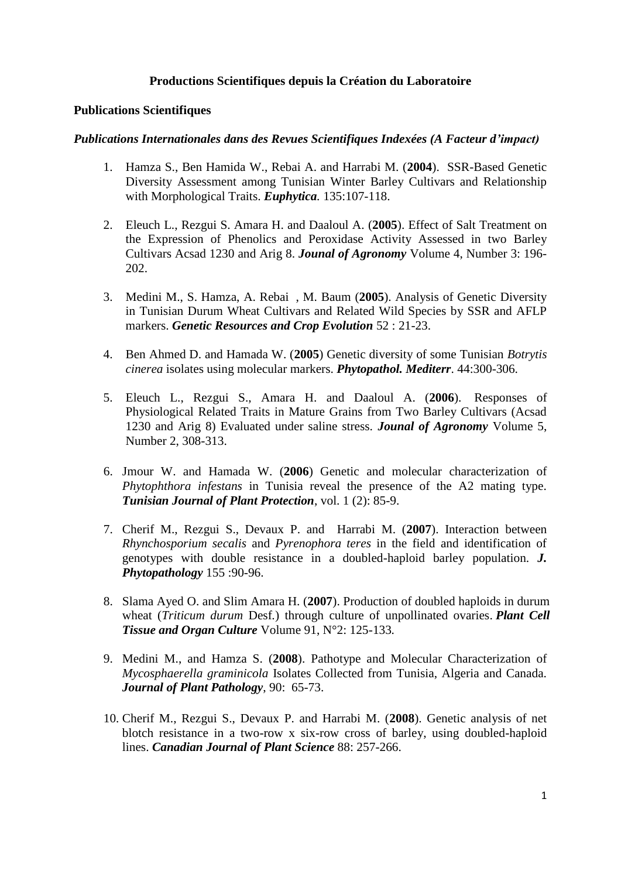# Productions Scientifiques depuis la Création du Laboratoire

## Publications Scientifiques

### *Publications Internationales dans des Revues Scientifiques Indexées (A Facteur d'impact)*

1. Hamza S., Ben Hamida W., Rebai A. and Harrabi M. (**2004**). SSR-Based Genetic Diversity Assessment among Tunisian Winter Barley Cultivars and Relationship with Morphological Traits. ***Euphytica***. 135:107-118.

2. Eleuch L., Rezgui S. Amara H. and Daaloul A. (**2005**). Effect of Salt Treatment on the Expression of Phenolics and Peroxidase Activity Assessed in two Barley Cultivars Acsad 1230 and Arig 8. ***Jounal of Agronomy*** Volume 4, Number 3: 196-202.

3. Medini M., S. Hamza, A. Rebai , M. Baum (**2005**). Analysis of Genetic Diversity in Tunisian Durum Wheat Cultivars and Related Wild Species by SSR and AFLP markers. ***Genetic Resources and Crop Evolution*** 52 : 21-23.

4. Ben Ahmed D. and Hamada W. (**2005**) Genetic diversity of some Tunisian *Botrytis cinerea* isolates using molecular markers. ***Phytopathol. Mediterr***. 44:300-306.

5. Eleuch L., Rezgui S., Amara H. and Daaloul A. (**2006**). Responses of Physiological Related Traits in Mature Grains from Two Barley Cultivars (Acsad 1230 and Arig 8) Evaluated under saline stress. ***Jounal of Agronomy*** Volume 5, Number 2, 308-313.

6. Jmour W. and Hamada W. (**2006**) Genetic and molecular characterization of *Phytophthora infestans* in Tunisia reveal the presence of the A2 mating type. ***Tunisian Journal of Plant Protection***, vol. 1 (2): 85-9.

7. Cherif M., Rezgui S., Devaux P. and Harrabi M. (**2007**). Interaction between *Rhynchosporium secalis* and *Pyrenophora teres* in the field and identification of genotypes with double resistance in a doubled-haploid barley population. ***J. Phytopathology*** 155 :90-96.

8. Slama Ayed O. and Slim Amara H. (**2007**). Production of doubled haploids in durum wheat (*Triticum durum* Desf.) through culture of unpollinated ovaries. ***Plant Cell Tissue and Organ Culture*** Volume 91, N°2: 125-133.

9. Medini M., and Hamza S. (**2008**). Pathotype and Molecular Characterization of *Mycosphaerella graminicola* Isolates Collected from Tunisia, Algeria and Canada. ***Journal of Plant Pathology***, 90: 65-73.

10. Cherif M., Rezgui S., Devaux P. and Harrabi M. (**2008**). Genetic analysis of net blotch resistance in a two-row x six-row cross of barley, using doubled-haploid lines. ***Canadian Journal of Plant Science*** 88: 257-266.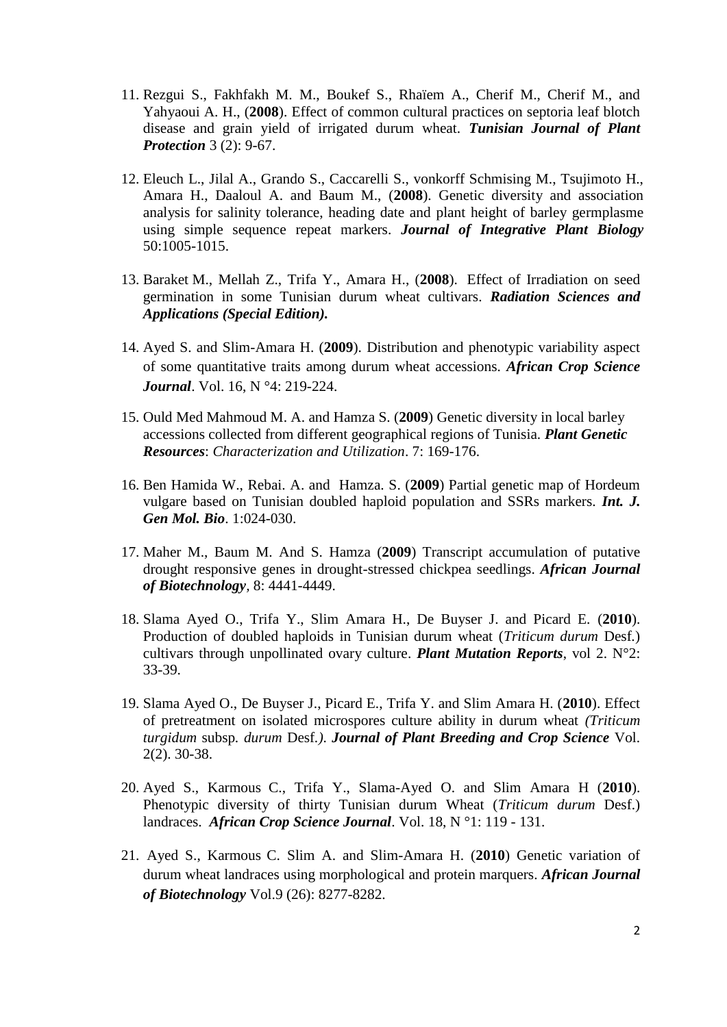11. Rezgui S., Fakhfakh M. M., Boukef S., Rhaïem A., Cherif M., Cherif M., and Yahyaoui A. H., (**2008**). Effect of common cultural practices on septoria leaf blotch disease and grain yield of irrigated durum wheat. ***Tunisian Journal of Plant Protection*** 3 (2): 9-67.

12. Eleuch L., Jilal A., Grando S., Caccarelli S., vonkorff Schmising M., Tsujimoto H., Amara H., Daaloul A. and Baum M., (**2008**). Genetic diversity and association analysis for salinity tolerance, heading date and plant height of barley germplasme using simple sequence repeat markers. ***Journal of Integrative Plant Biology*** 50:1005-1015.

13. Baraket M., Mellah Z., Trifa Y., Amara H., (**2008**). Effect of Irradiation on seed germination in some Tunisian durum wheat cultivars. ***Radiation Sciences and Applications (Special Edition).***

14. Ayed S. and Slim-Amara H. (**2009**). Distribution and phenotypic variability aspect of some quantitative traits among durum wheat accessions. ***African Crop Science Journal***. Vol. 16, N °4: 219-224.

15. Ould Med Mahmoud M. A. and Hamza S. (**2009**) Genetic diversity in local barley accessions collected from different geographical regions of Tunisia. ***Plant Genetic Resources***: *Characterization and Utilization*. 7: 169-176.

16. Ben Hamida W., Rebai. A. and Hamza. S. (**2009**) Partial genetic map of Hordeum vulgare based on Tunisian doubled haploid population and SSRs markers. ***Int. J. Gen Mol. Bio***. 1:024-030.

17. Maher M., Baum M. And S. Hamza (**2009**) Transcript accumulation of putative drought responsive genes in drought-stressed chickpea seedlings. ***African Journal of Biotechnology***, 8: 4441-4449.

18. Slama Ayed O., Trifa Y., Slim Amara H., De Buyser J. and Picard E. (**2010**). Production of doubled haploids in Tunisian durum wheat (*Triticum durum* Desf.) cultivars through unpollinated ovary culture. ***Plant Mutation Reports***, vol 2. N°2: 33-39.

19. Slama Ayed O., De Buyser J., Picard E., Trifa Y. and Slim Amara H. (**2010**). Effect of pretreatment on isolated microspores culture ability in durum wheat *(Triticum turgidum* subsp*. durum* Desf.*)*. ***Journal of Plant Breeding and Crop Science*** Vol. 2(2). 30-38.

20. Ayed S., Karmous C., Trifa Y., Slama-Ayed O. and Slim Amara H (**2010**). Phenotypic diversity of thirty Tunisian durum Wheat (*Triticum durum* Desf.) landraces. ***African Crop Science Journal***. Vol. 18, N °1: 119 - 131.

21. Ayed S., Karmous C. Slim A. and Slim-Amara H. (**2010**) Genetic variation of durum wheat landraces using morphological and protein marquers. ***African Journal of Biotechnology*** Vol.9 (26): 8277-8282.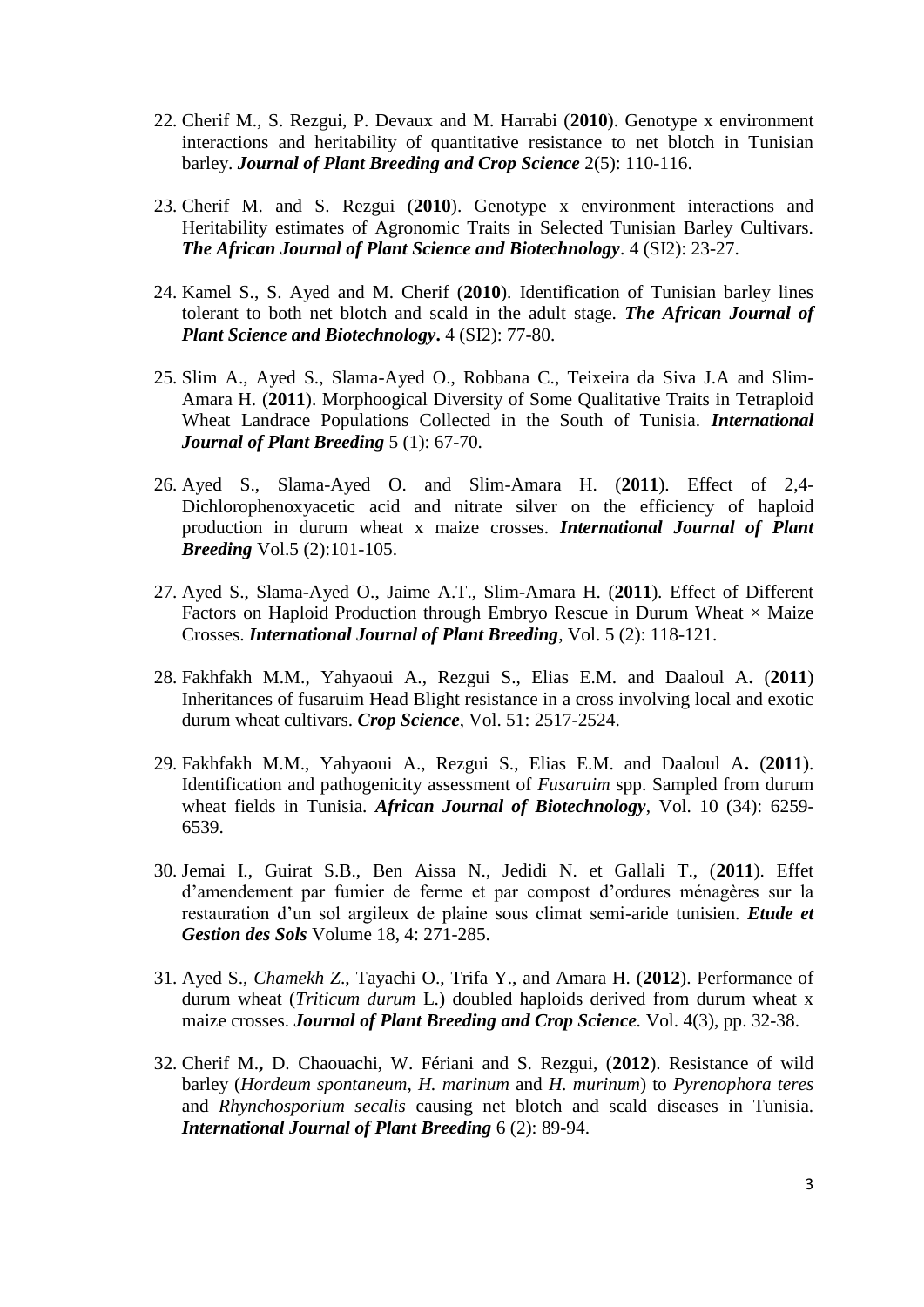22. Cherif M., S. Rezgui, P. Devaux and M. Harrabi (**2010**). Genotype x environment interactions and heritability of quantitative resistance to net blotch in Tunisian barley. ***Journal of Plant Breeding and Crop Science*** 2(5): 110-116.

23. Cherif M. and S. Rezgui (**2010**). Genotype x environment interactions and Heritability estimates of Agronomic Traits in Selected Tunisian Barley Cultivars. ***The African Journal of Plant Science and Biotechnology***. 4 (SI2): 23-27.

24. Kamel S., S. Ayed and M. Cherif (**2010**). Identification of Tunisian barley lines tolerant to both net blotch and scald in the adult stage. ***The African Journal of Plant Science and Biotechnology*****.** 4 (SI2): 77-80.

25. Slim A., Ayed S., Slama-Ayed O., Robbana C., Teixeira da Siva J.A and Slim-Amara H. (**2011**). Morphoogical Diversity of Some Qualitative Traits in Tetraploid Wheat Landrace Populations Collected in the South of Tunisia. ***International Journal of Plant Breeding*** 5 (1): 67-70.

26. Ayed S., Slama-Ayed O. and Slim-Amara H. (**2011**). Effect of 2,4-Dichlorophenoxyacetic acid and nitrate silver on the efficiency of haploid production in durum wheat x maize crosses. ***International Journal of Plant Breeding*** Vol.5 (2):101-105.

27. Ayed S., Slama-Ayed O., Jaime A.T., Slim-Amara H. (**2011**). Effect of Different Factors on Haploid Production through Embryo Rescue in Durum Wheat × Maize Crosses. ***International Journal of Plant Breeding***, Vol. 5 (2): 118-121.

28. Fakhfakh M.M., Yahyaoui A., Rezgui S., Elias E.M. and Daaloul A**.** (**2011**) Inheritances of fusaruim Head Blight resistance in a cross involving local and exotic durum wheat cultivars. ***Crop Science***, Vol. 51: 2517-2524.

29. Fakhfakh M.M., Yahyaoui A., Rezgui S., Elias E.M. and Daaloul A**.** (**2011**). Identification and pathogenicity assessment of *Fusaruim* spp. Sampled from durum wheat fields in Tunisia. ***African Journal of Biotechnology***, Vol. 10 (34): 6259-6539.

30. Jemai I., Guirat S.B., Ben Aissa N., Jedidi N. et Gallali T., (**2011**). Effet d'amendement par fumier de ferme et par compost d'ordures ménagères sur la restauration d'un sol argileux de plaine sous climat semi-aride tunisien. ***Etude et Gestion des Sols*** Volume 18, 4: 271-285.

31. Ayed S., *Chamekh Z*., Tayachi O., Trifa Y., and Amara H. (**2012**). Performance of durum wheat (*Triticum durum* L.) doubled haploids derived from durum wheat x maize crosses. ***Journal of Plant Breeding and Crop Science***. Vol. 4(3), pp. 32-38.

32. Cherif M**.,** D. Chaouachi, W. Fériani and S. Rezgui, (**2012**). Resistance of wild barley (*Hordeum spontaneum*, *H. marinum* and *H. murinum*) to *Pyrenophora teres* and *Rhynchosporium secalis* causing net blotch and scald diseases in Tunisia. ***International Journal of Plant Breeding*** 6 (2): 89-94.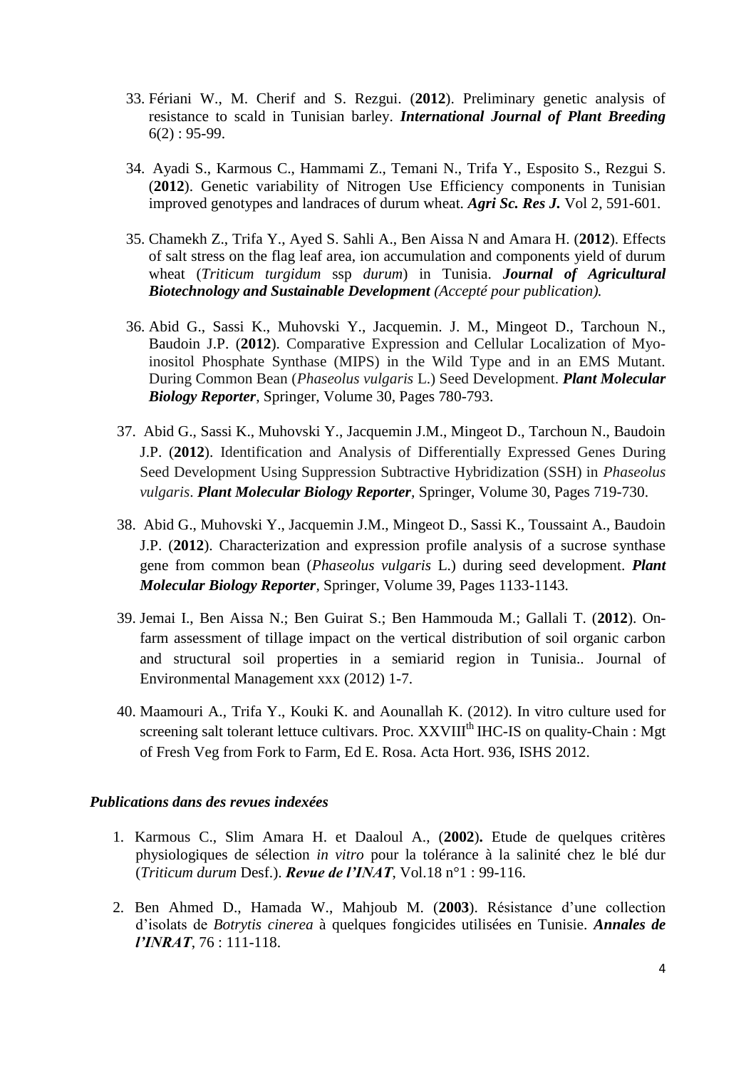33. Fériani W., M. Cherif and S. Rezgui. (**2012**). Preliminary genetic analysis of resistance to scald in Tunisian barley. ***International Journal of Plant Breeding*** 6(2) : 95-99.

34. Ayadi S., Karmous C., Hammami Z., Temani N., Trifa Y., Esposito S., Rezgui S. (**2012**). Genetic variability of Nitrogen Use Efficiency components in Tunisian improved genotypes and landraces of durum wheat. ***Agri Sc. Res J.*** Vol 2, 591-601.

35. Chamekh Z., Trifa Y., Ayed S. Sahli A., Ben Aissa N and Amara H. (**2012**). Effects of salt stress on the flag leaf area, ion accumulation and components yield of durum wheat (*Triticum turgidum* ssp *durum*) in Tunisia. ***Journal of Agricultural Biotechnology and Sustainable Development*** *(Accepté pour publication).*

36. Abid G., Sassi K., Muhovski Y., Jacquemin. J. M., Mingeot D., Tarchoun N., Baudoin J.P. (**2012**). Comparative Expression and Cellular Localization of Myo-inositol Phosphate Synthase (MIPS) in the Wild Type and in an EMS Mutant. During Common Bean (*Phaseolus vulgaris* L.) Seed Development. ***Plant Molecular Biology Reporter***, Springer, Volume 30, Pages 780-793.

37. Abid G., Sassi K., Muhovski Y., Jacquemin J.M., Mingeot D., Tarchoun N., Baudoin J.P. (**2012**). Identification and Analysis of Differentially Expressed Genes During Seed Development Using Suppression Subtractive Hybridization (SSH) in *Phaseolus vulgaris*. ***Plant Molecular Biology Reporter***, Springer, Volume 30, Pages 719-730.

38. Abid G., Muhovski Y., Jacquemin J.M., Mingeot D., Sassi K., Toussaint A., Baudoin J.P. (**2012**). Characterization and expression profile analysis of a sucrose synthase gene from common bean (*Phaseolus vulgaris* L.) during seed development. ***Plant Molecular Biology Reporter***, Springer, Volume 39, Pages 1133-1143.

39. Jemai I., Ben Aissa N.; Ben Guirat S.; Ben Hammouda M.; Gallali T. (**2012**). On-farm assessment of tillage impact on the vertical distribution of soil organic carbon and structural soil properties in a semiarid region in Tunisia.. Journal of Environmental Management xxx (2012) 1-7.

40. Maamouri A., Trifa Y., Kouki K. and Aounallah K. (2012). In vitro culture used for screening salt tolerant lettuce cultivars. Proc. XXVIII$^{th}$ IHC-IS on quality-Chain : Mgt of Fresh Veg from Fork to Farm, Ed E. Rosa. Acta Hort. 936, ISHS 2012.

### *Publications dans des revues indexées*

1. Karmous C., Slim Amara H. et Daaloul A., (**2002**)**.** Etude de quelques critères physiologiques de sélection *in vitro* pour la tolérance à la salinité chez le blé dur (*Triticum durum* Desf.). ***Revue de l'INAT***, Vol.18 n°1 : 99-116.

2. Ben Ahmed D., Hamada W., Mahjoub M. (**2003**). Résistance d'une collection d'isolats de *Botrytis cinerea* à quelques fongicides utilisées en Tunisie. ***Annales de l'INRAT***, 76 : 111-118.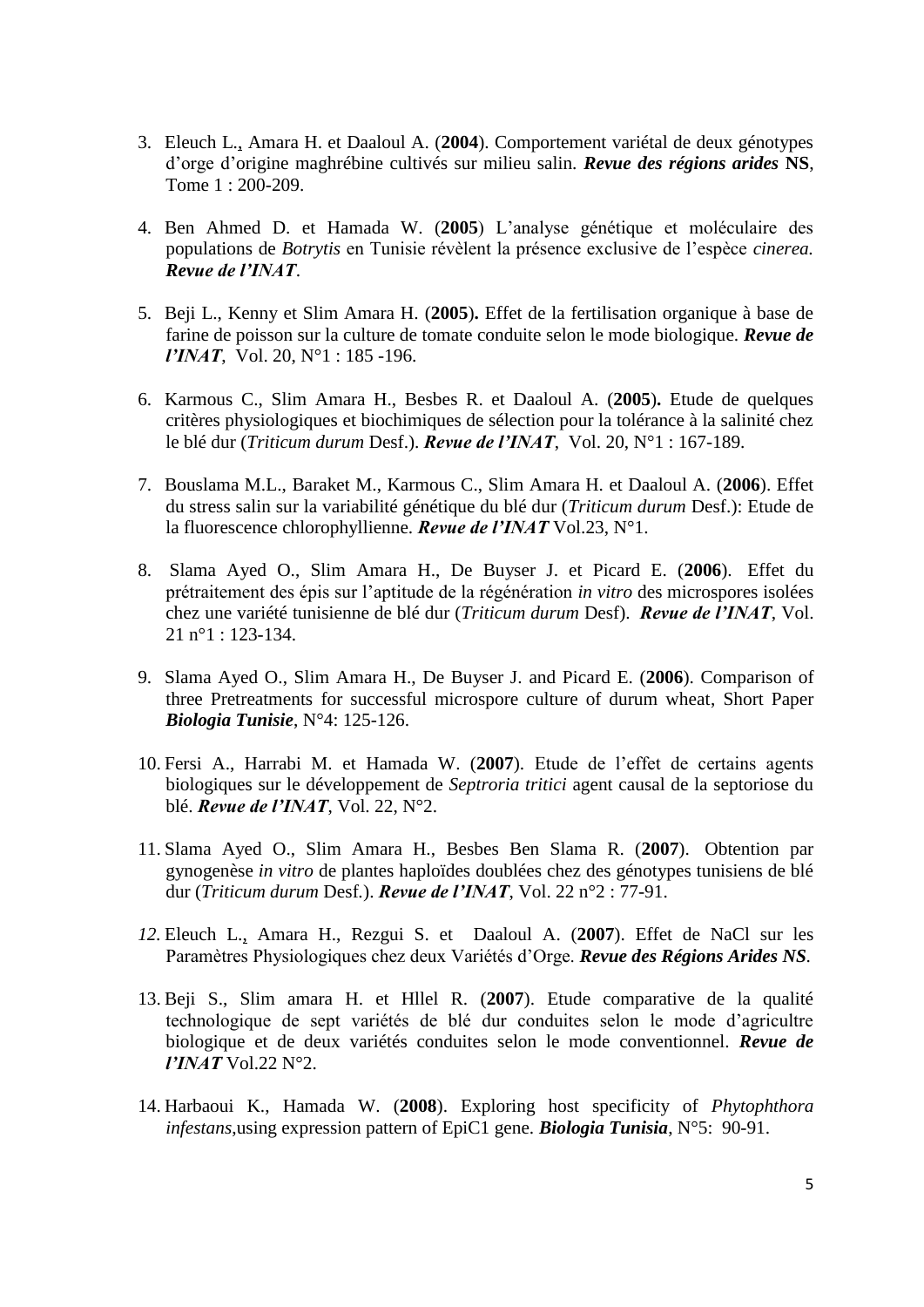3. Eleuch L., Amara H. et Daaloul A. (**2004**). Comportement variétal de deux génotypes d'orge d'origine maghrébine cultivés sur milieu salin. ***Revue des régions arides*** **NS**, Tome 1 : 200-209.

4. Ben Ahmed D. et Hamada W. (**2005**) L'analyse génétique et moléculaire des populations de *Botrytis* en Tunisie révèlent la présence exclusive de l'espèce *cinerea.* ***Revue de l'INAT***.

5. Beji L., Kenny et Slim Amara H. (**2005**)**.** Effet de la fertilisation organique à base de farine de poisson sur la culture de tomate conduite selon le mode biologique. ***Revue de l'INAT***, Vol. 20, N°1 : 185 -196.

6. Karmous C., Slim Amara H., Besbes R. et Daaloul A. (**2005**)**.** Etude de quelques critères physiologiques et biochimiques de sélection pour la tolérance à la salinité chez le blé dur (*Triticum durum* Desf.). ***Revue de l'INAT***, Vol. 20, N°1 : 167-189.

7. Bouslama M.L., Baraket M., Karmous C., Slim Amara H. et Daaloul A. (**2006**). Effet du stress salin sur la variabilité génétique du blé dur (*Triticum durum* Desf.): Etude de la fluorescence chlorophyllienne. ***Revue de l'INAT*** Vol.23, N°1.

8. Slama Ayed O., Slim Amara H., De Buyser J. et Picard E. (**2006**). Effet du prétraitement des épis sur l'aptitude de la régénération *in vitro* des microspores isolées chez une variété tunisienne de blé dur (*Triticum durum* Desf). ***Revue de l'INAT***, Vol. 21 n°1 : 123-134.

9. Slama Ayed O., Slim Amara H., De Buyser J. and Picard E. (**2006**). Comparison of three Pretreatments for successful microspore culture of durum wheat, Short Paper ***Biologia Tunisie***, N°4: 125-126.

10. Fersi A., Harrabi M. et Hamada W. (**2007**). Etude de l'effet de certains agents biologiques sur le développement de *Septroria tritici* agent causal de la septoriose du blé. ***Revue de l'INAT***, Vol. 22, N°2.

11. Slama Ayed O., Slim Amara H., Besbes Ben Slama R. (**2007**). Obtention par gynogenèse *in vitro* de plantes haploïdes doublées chez des génotypes tunisiens de blé dur (*Triticum durum* Desf.). ***Revue de l'INAT***, Vol. 22 n°2 : 77-91.

12. Eleuch L., Amara H., Rezgui S. et Daaloul A. (**2007**). Effet de NaCl sur les Paramètres Physiologiques chez deux Variétés d'Orge. ***Revue des Régions Arides NS***.

13. Beji S., Slim amara H. et Hllel R. (**2007**). Etude comparative de la qualité technologique de sept variétés de blé dur conduites selon le mode d'agricultre biologique et de deux variétés conduites selon le mode conventionnel. ***Revue de l'INAT*** Vol.22 N°2.

14. Harbaoui K., Hamada W. (**2008**). Exploring host specificity of *Phytophthora infestans*,using expression pattern of EpiC1 gene. ***Biologia Tunisia***, N°5: 90-91.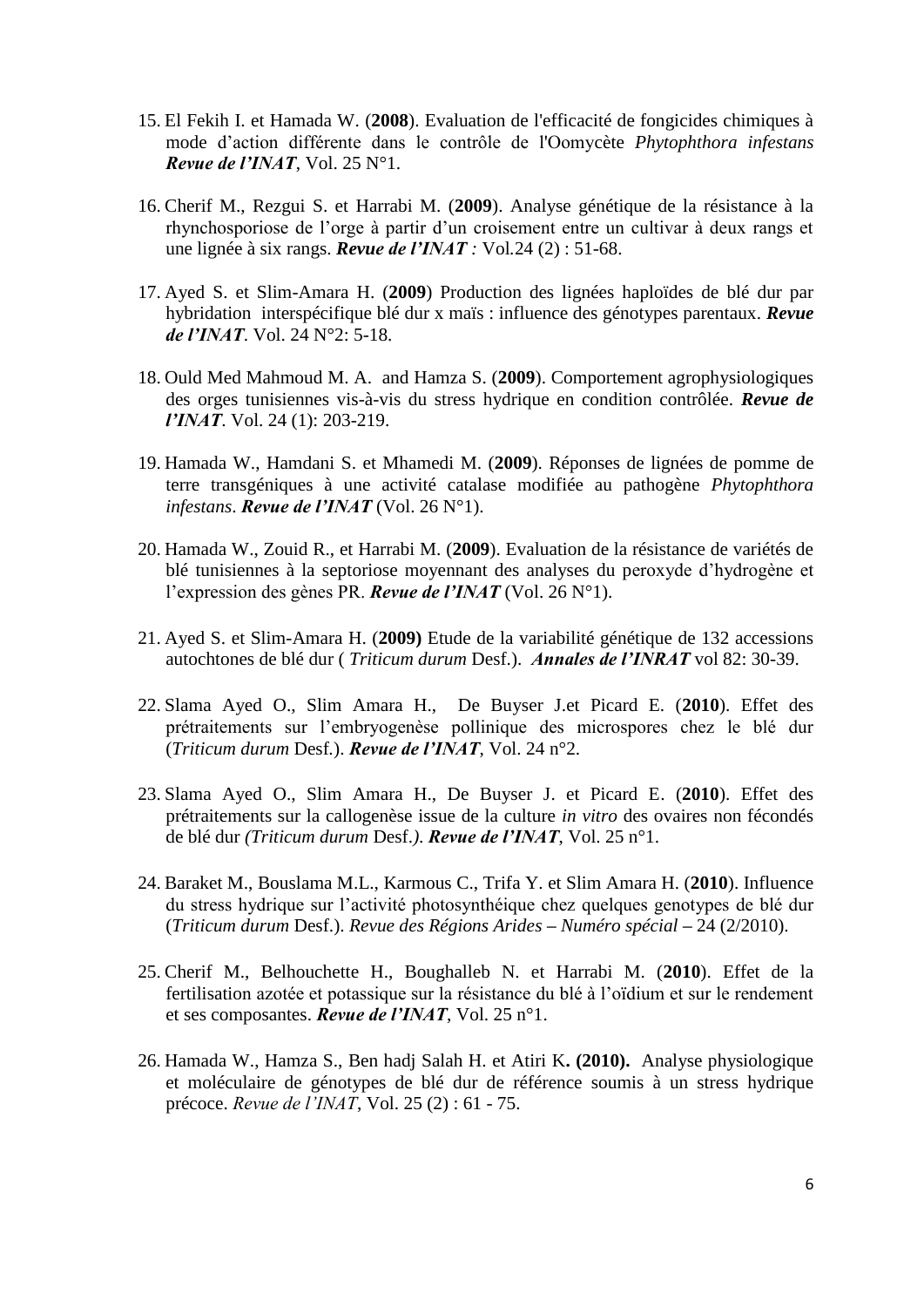15. El Fekih I. et Hamada W. (**2008**). Evaluation de l'efficacité de fongicides chimiques à mode d'action différente dans le contrôle de l'Oomycète *Phytophthora infestans* ***Revue de l'INAT***, Vol. 25 N°1.

16. Cherif M., Rezgui S. et Harrabi M. (**2009**). Analyse génétique de la résistance à la rhynchosporiose de l'orge à partir d'un croisement entre un cultivar à deux rangs et une lignée à six rangs. ***Revue de l'INAT** :* Vol.24 (2) : 51-68.

17. Ayed S. et Slim-Amara H. (**2009**) Production des lignées haploïdes de blé dur par hybridation interspécifique blé dur x maïs : influence des génotypes parentaux. ***Revue de l'INAT***. Vol. 24 N°2: 5-18.

18. Ould Med Mahmoud M. A. and Hamza S. (**2009**). Comportement agrophysiologiques des orges tunisiennes vis-à-vis du stress hydrique en condition contrôlée. ***Revue de l'INAT***. Vol. 24 (1): 203-219.

19. Hamada W., Hamdani S. et Mhamedi M. (**2009**). Réponses de lignées de pomme de terre transgéniques à une activité catalase modifiée au pathogène *Phytophthora infestans*. ***Revue de l'INAT*** (Vol. 26 N°1).

20. Hamada W., Zouid R., et Harrabi M. (**2009**). Evaluation de la résistance de variétés de blé tunisiennes à la septoriose moyennant des analyses du peroxyde d'hydrogène et l'expression des gènes PR. ***Revue de l'INAT*** (Vol. 26 N°1).

21. Ayed S. et Slim-Amara H. (**2009)** Etude de la variabilité génétique de 132 accessions autochtones de blé dur ( *Triticum durum* Desf.). ***Annales de l'INRAT*** vol 82: 30-39.

22. Slama Ayed O., Slim Amara H., De Buyser J.et Picard E. (**2010**). Effet des prétraitements sur l'embryogenèse pollinique des microspores chez le blé dur (*Triticum durum* Desf.). ***Revue de l'INAT***, Vol. 24 n°2.

23. Slama Ayed O., Slim Amara H., De Buyser J. et Picard E. (**2010**). Effet des prétraitements sur la callogenèse issue de la culture *in vitro* des ovaires non fécondés de blé dur *(Triticum durum* Desf.*).* ***Revue de l'INAT***, Vol. 25 n°1.

24. Baraket M., Bouslama M.L., Karmous C., Trifa Y. et Slim Amara H. (**2010**). Influence du stress hydrique sur l'activité photosynthéique chez quelques genotypes de blé dur (*Triticum durum* Desf.). *Revue des Régions Arides – Numéro spécial* – 24 (2/2010).

25. Cherif M., Belhouchette H., Boughalleb N. et Harrabi M. (**2010**). Effet de la fertilisation azotée et potassique sur la résistance du blé à l'oïdium et sur le rendement et ses composantes. ***Revue de l'INAT***, Vol. 25 n°1.

26. Hamada W., Hamza S., Ben hadj Salah H. et Atiri K**. (2010).** Analyse physiologique et moléculaire de génotypes de blé dur de référence soumis à un stress hydrique précoce. *Revue de l'INAT*, Vol. 25 (2) : 61 - 75.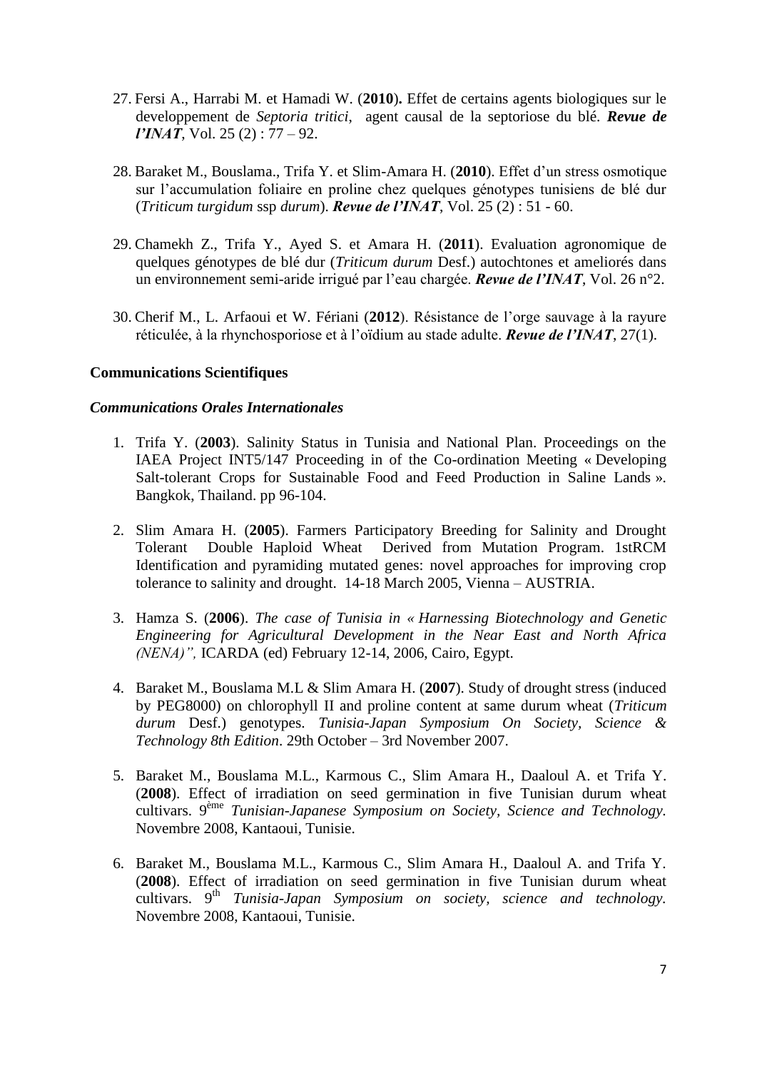27. Fersi A., Harrabi M. et Hamadi W. (**2010**)**.** Effet de certains agents biologiques sur le developpement de *Septoria tritici*, agent causal de la septoriose du blé. ***Revue de l'INAT***, Vol. 25 (2) : 77 – 92.

28. Baraket M., Bouslama., Trifa Y. et Slim-Amara H. (**2010**). Effet d'un stress osmotique sur l'accumulation foliaire en proline chez quelques génotypes tunisiens de blé dur (*Triticum turgidum* ssp *durum*). ***Revue de l'INAT***, Vol. 25 (2) : 51 - 60.

29. Chamekh Z., Trifa Y., Ayed S. et Amara H. (**2011**). Evaluation agronomique de quelques génotypes de blé dur (*Triticum durum* Desf.) autochtones et ameliorés dans un environnement semi-aride irrigué par l'eau chargée. ***Revue de l'INAT***, Vol. 26 n°2.

30. Cherif M., L. Arfaoui et W. Fériani (**2012**). Résistance de l'orge sauvage à la rayure réticulée, à la rhynchosporiose et à l'oïdium au stade adulte. ***Revue de l'INAT***, 27(1).

**Communications Scientifiques**

***Communications Orales Internationales***

1. Trifa Y. (**2003**). Salinity Status in Tunisia and National Plan. Proceedings on the IAEA Project INT5/147 Proceeding in of the Co-ordination Meeting « Developing Salt-tolerant Crops for Sustainable Food and Feed Production in Saline Lands ». Bangkok, Thailand. pp 96-104.

2. Slim Amara H. (**2005**). Farmers Participatory Breeding for Salinity and Drought Tolerant Double Haploid Wheat Derived from Mutation Program. 1stRCM Identification and pyramiding mutated genes: novel approaches for improving crop tolerance to salinity and drought. 14-18 March 2005, Vienna – AUSTRIA.

3. Hamza S. (**2006**). *The case of Tunisia in « Harnessing Biotechnology and Genetic Engineering for Agricultural Development in the Near East and North Africa (NENA)",* ICARDA (ed) February 12-14, 2006, Cairo, Egypt.

4. Baraket M., Bouslama M.L & Slim Amara H. (**2007**). Study of drought stress (induced by PEG8000) on chlorophyll II and proline content at same durum wheat (*Triticum durum* Desf.) genotypes. *Tunisia-Japan Symposium On Society, Science & Technology 8th Edition*. 29th October – 3rd November 2007.

5. Baraket M., Bouslama M.L., Karmous C., Slim Amara H., Daaloul A. et Trifa Y. (**2008**). Effect of irradiation on seed germination in five Tunisian durum wheat cultivars. 9[ème] *Tunisian-Japanese Symposium on Society, Science and Technology*. Novembre 2008, Kantaoui, Tunisie.

6. Baraket M., Bouslama M.L., Karmous C., Slim Amara H., Daaloul A. and Trifa Y. (**2008**). Effect of irradiation on seed germination in five Tunisian durum wheat cultivars. 9[th] *Tunisia-Japan Symposium on society, science and technology.* Novembre 2008, Kantaoui, Tunisie.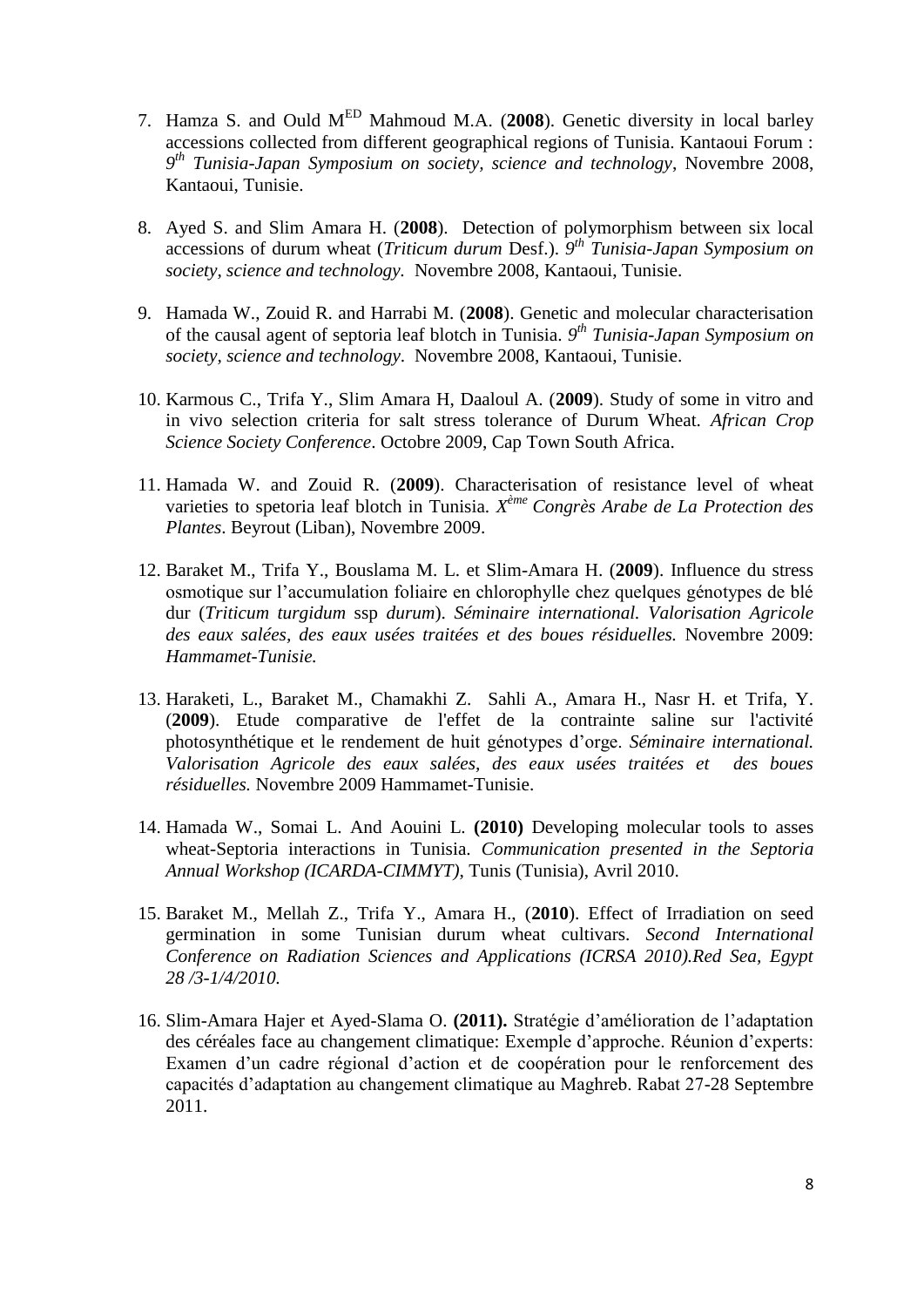7. Hamza S. and Ould M$^{ED}$ Mahmoud M.A. (**2008**). Genetic diversity in local barley accessions collected from different geographical regions of Tunisia. Kantaoui Forum : *9$^{th}$ Tunisia-Japan Symposium on society, science and technology*, Novembre 2008, Kantaoui, Tunisie.

8. Ayed S. and Slim Amara H. (**2008**). Detection of polymorphism between six local accessions of durum wheat (*Triticum durum* Desf.). *9$^{th}$ Tunisia-Japan Symposium on society, science and technology.* Novembre 2008, Kantaoui, Tunisie.

9. Hamada W., Zouid R. and Harrabi M. (**2008**). Genetic and molecular characterisation of the causal agent of septoria leaf blotch in Tunisia. *9$^{th}$ Tunisia-Japan Symposium on society, science and technology*. Novembre 2008, Kantaoui, Tunisie.

10. Karmous C., Trifa Y., Slim Amara H, Daaloul A. (**2009**). Study of some in vitro and in vivo selection criteria for salt stress tolerance of Durum Wheat. *African Crop Science Society Conference*. Octobre 2009, Cap Town South Africa.

11. Hamada W. and Zouid R. (**2009**). Characterisation of resistance level of wheat varieties to spetoria leaf blotch in Tunisia. *X$^{ème}$ Congrès Arabe de La Protection des Plantes*. Beyrout (Liban), Novembre 2009.

12. Baraket M., Trifa Y., Bouslama M. L. et Slim-Amara H. (**2009**). Influence du stress osmotique sur l'accumulation foliaire en chlorophylle chez quelques génotypes de blé dur (*Triticum turgidum* ssp *durum*). *Séminaire international. Valorisation Agricole des eaux salées, des eaux usées traitées et des boues résiduelles.* Novembre 2009: *Hammamet-Tunisie.*

13. Haraketi, L., Baraket M., Chamakhi Z. Sahli A., Amara H., Nasr H. et Trifa, Y. (**2009**). Etude comparative de l'effet de la contrainte saline sur l'activité photosynthétique et le rendement de huit génotypes d'orge. *Séminaire international. Valorisation Agricole des eaux salées, des eaux usées traitées et des boues résiduelles.* Novembre 2009 Hammamet-Tunisie.

14. Hamada W., Somai L. And Aouini L. **(2010)** Developing molecular tools to asses wheat-Septoria interactions in Tunisia. *Communication presented in the Septoria Annual Workshop (ICARDA-CIMMYT)*, Tunis (Tunisia), Avril 2010.

15. Baraket M., Mellah Z., Trifa Y., Amara H., (**2010**). Effect of Irradiation on seed germination in some Tunisian durum wheat cultivars. *Second International Conference on Radiation Sciences and Applications (ICRSA 2010).Red Sea, Egypt 28 /3-1/4/2010.*

16. Slim-Amara Hajer et Ayed-Slama O. **(2011).** Stratégie d'amélioration de l'adaptation des céréales face au changement climatique: Exemple d'approche. Réunion d'experts: Examen d'un cadre régional d'action et de coopération pour le renforcement des capacités d'adaptation au changement climatique au Maghreb. Rabat 27-28 Septembre 2011.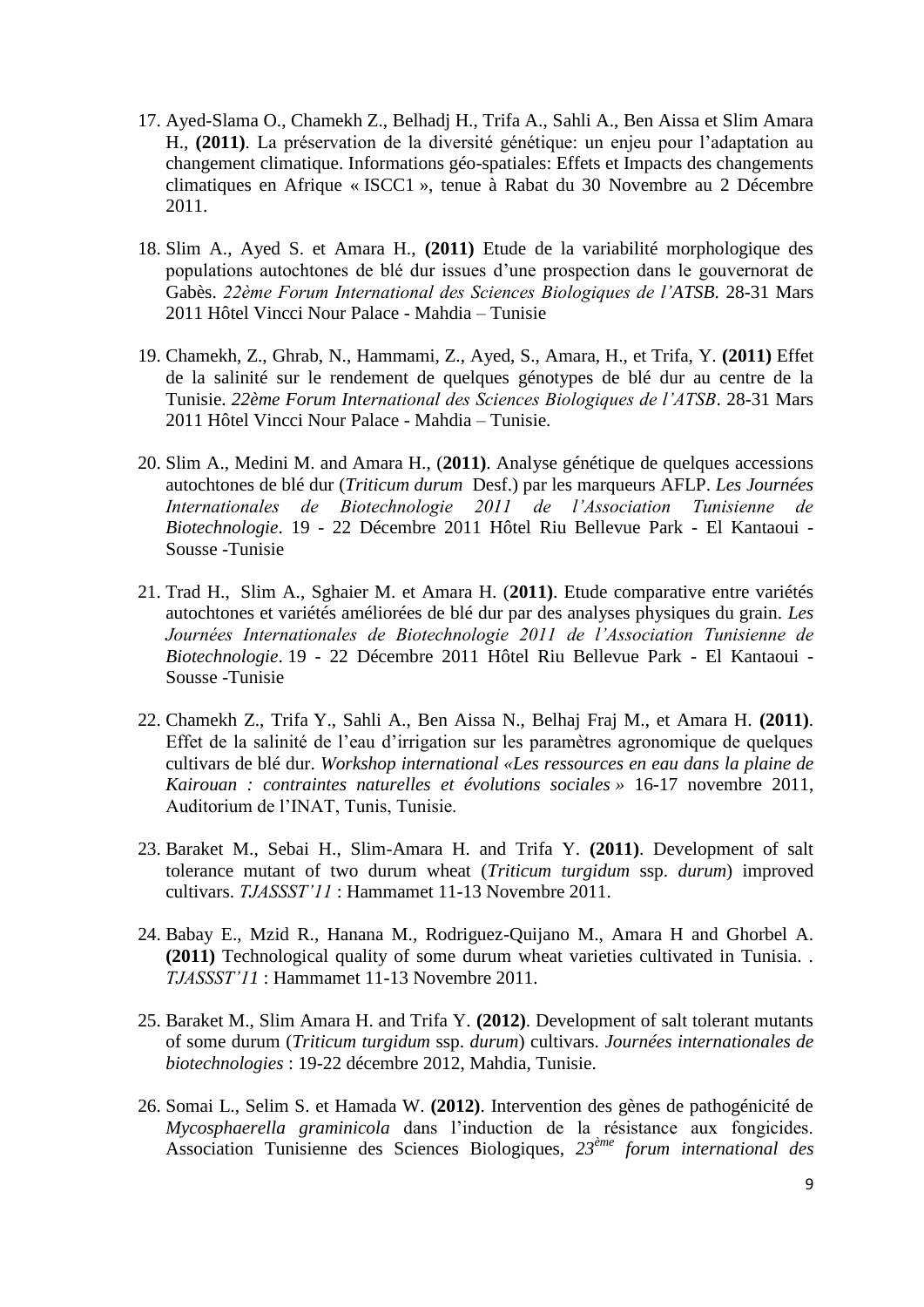17. Ayed-Slama O., Chamekh Z., Belhadj H., Trifa A., Sahli A., Ben Aissa et Slim Amara H., **(2011)**. La préservation de la diversité génétique: un enjeu pour l'adaptation au changement climatique. Informations géo-spatiales: Effets et Impacts des changements climatiques en Afrique « ISCC1 », tenue à Rabat du 30 Novembre au 2 Décembre 2011.

18. Slim A., Ayed S. et Amara H., **(2011)** Etude de la variabilité morphologique des populations autochtones de blé dur issues d'une prospection dans le gouvernorat de Gabès. *22ème Forum International des Sciences Biologiques de l'ATSB.* 28-31 Mars 2011 Hôtel Vincci Nour Palace - Mahdia – Tunisie

19. Chamekh, Z., Ghrab, N., Hammami, Z., Ayed, S., Amara, H., et Trifa, Y. **(2011)** Effet de la salinité sur le rendement de quelques génotypes de blé dur au centre de la Tunisie. *22ème Forum International des Sciences Biologiques de l'ATSB*. 28-31 Mars 2011 Hôtel Vincci Nour Palace - Mahdia – Tunisie.

20. Slim A., Medini M. and Amara H., (**2011)**. Analyse génétique de quelques accessions autochtones de blé dur (*Triticum durum* Desf.) par les marqueurs AFLP. *Les Journées Internationales de Biotechnologie 2011 de l'Association Tunisienne de Biotechnologie*. 19 - 22 Décembre 2011 Hôtel Riu Bellevue Park - El Kantaoui - Sousse -Tunisie

21. Trad H., Slim A., Sghaier M. et Amara H. (**2011)**. Etude comparative entre variétés autochtones et variétés améliorées de blé dur par des analyses physiques du grain. *Les Journées Internationales de Biotechnologie 2011 de l'Association Tunisienne de Biotechnologie*. 19 - 22 Décembre 2011 Hôtel Riu Bellevue Park - El Kantaoui - Sousse -Tunisie

22. Chamekh Z., Trifa Y., Sahli A., Ben Aissa N., Belhaj Fraj M., et Amara H. **(2011)**. Effet de la salinité de l'eau d'irrigation sur les paramètres agronomique de quelques cultivars de blé dur. *Workshop international «Les ressources en eau dans la plaine de Kairouan : contraintes naturelles et évolutions sociales »* 16-17 novembre 2011, Auditorium de l'INAT, Tunis, Tunisie.

23. Baraket M., Sebai H., Slim-Amara H. and Trifa Y. **(2011)**. Development of salt tolerance mutant of two durum wheat (*Triticum turgidum* ssp. *durum*) improved cultivars. *TJASSST'11* : Hammamet 11-13 Novembre 2011.

24. Babay E., Mzid R., Hanana M., Rodriguez-Quijano M., Amara H and Ghorbel A. **(2011)** Technological quality of some durum wheat varieties cultivated in Tunisia. . *TJASSST'11* : Hammamet 11-13 Novembre 2011.

25. Baraket M., Slim Amara H. and Trifa Y. **(2012)**. Development of salt tolerant mutants of some durum (*Triticum turgidum* ssp. *durum*) cultivars. *Journées internationales de biotechnologies* : 19-22 décembre 2012, Mahdia, Tunisie.

26. Somai L., Selim S. et Hamada W. **(2012)**. Intervention des gènes de pathogénicité de *Mycosphaerella graminicola* dans l'induction de la résistance aux fongicides. Association Tunisienne des Sciences Biologiques, *23ème forum international des*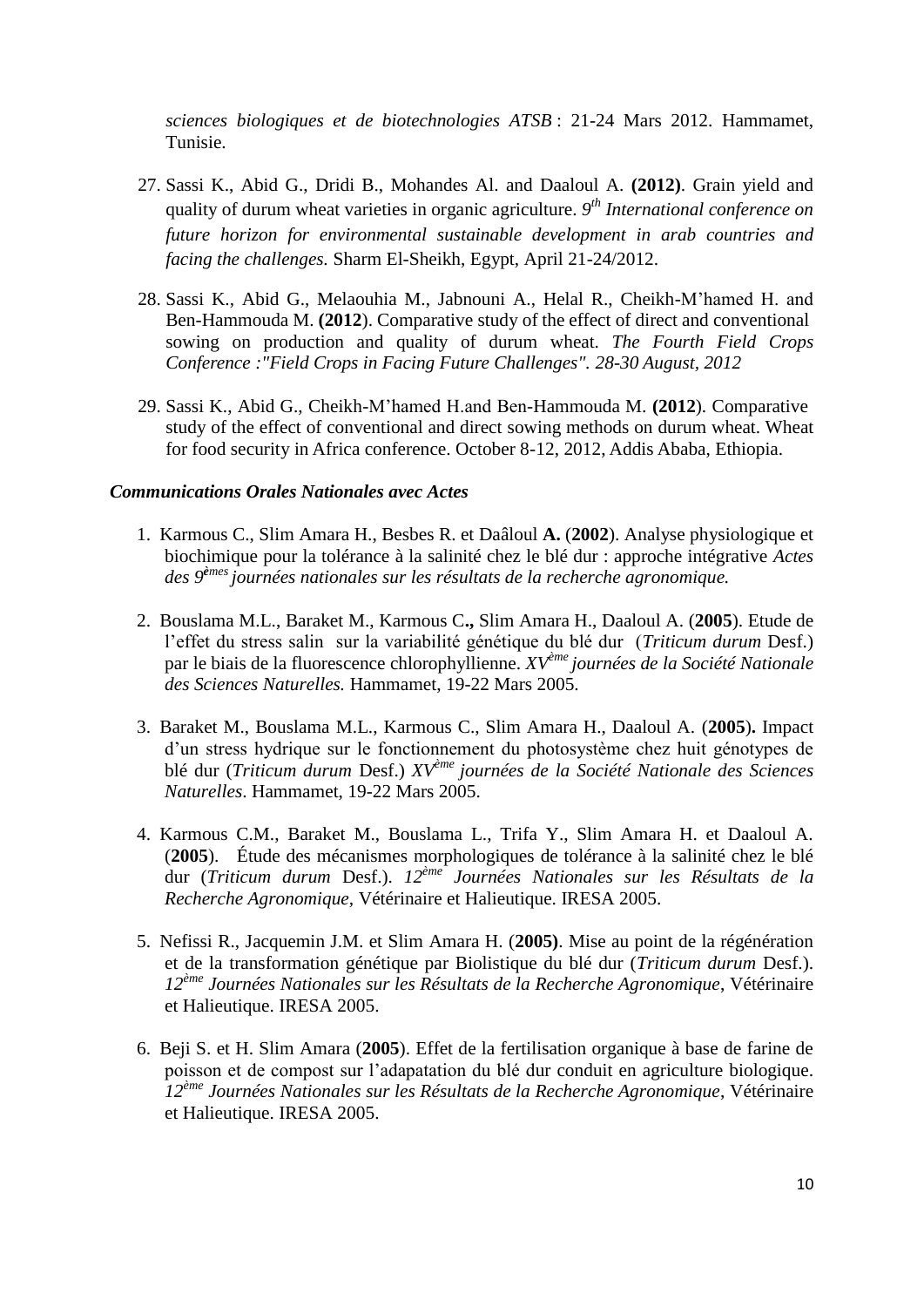*sciences biologiques et de biotechnologies ATSB* : 21-24 Mars 2012. Hammamet, Tunisie.

27. Sassi K., Abid G., Dridi B., Mohandes Al. and Daaloul A. **(2012)**. Grain yield and quality of durum wheat varieties in organic agriculture. *9th International conference on future horizon for environmental sustainable development in arab countries and facing the challenges.* Sharm El-Sheikh, Egypt, April 21-24/2012.

28. Sassi K., Abid G., Melaouhia M., Jabnouni A., Helal R., Cheikh-M'hamed H. and Ben-Hammouda M. **(2012**). Comparative study of the effect of direct and conventional sowing on production and quality of durum wheat. *The Fourth Field Crops Conference :"Field Crops in Facing Future Challenges". 28-30 August, 2012*

29. Sassi K., Abid G., Cheikh-M'hamed H.and Ben-Hammouda M. **(2012**). Comparative study of the effect of conventional and direct sowing methods on durum wheat. Wheat for food security in Africa conference. October 8-12, 2012, Addis Ababa, Ethiopia.

### *Communications Orales Nationales avec Actes*

1. Karmous C., Slim Amara H., Besbes R. et Daâloul **A.** (**2002**). Analyse physiologique et biochimique pour la tolérance à la salinité chez le blé dur : approche intégrative *Actes des 9èmes journées nationales sur les résultats de la recherche agronomique.*

2. Bouslama M.L., Baraket M., Karmous C**.,** Slim Amara H., Daaloul A. (**2005**). Etude de l'effet du stress salin sur la variabilité génétique du blé dur (*Triticum durum* Desf.) par le biais de la fluorescence chlorophyllienne. *XVème journées de la Société Nationale des Sciences Naturelles.* Hammamet, 19-22 Mars 2005.

3. Baraket M., Bouslama M.L., Karmous C., Slim Amara H., Daaloul A. (**2005**)**.** Impact d'un stress hydrique sur le fonctionnement du photosystème chez huit génotypes de blé dur (*Triticum durum* Desf.) *XVème journées de la Société Nationale des Sciences Naturelles*. Hammamet, 19-22 Mars 2005.

4. Karmous C.M., Baraket M., Bouslama L., Trifa Y., Slim Amara H. et Daaloul A. (**2005**). Étude des mécanismes morphologiques de tolérance à la salinité chez le blé dur (*Triticum durum* Desf.). *12ème Journées Nationales sur les Résultats de la Recherche Agronomique*, Vétérinaire et Halieutique. IRESA 2005.

5. Nefissi R., Jacquemin J.M. et Slim Amara H. (**2005)**. Mise au point de la régénération et de la transformation génétique par Biolistique du blé dur (*Triticum durum* Desf.). *12ème Journées Nationales sur les Résultats de la Recherche Agronomique*, Vétérinaire et Halieutique. IRESA 2005.

6. Beji S. et H. Slim Amara (**2005**). Effet de la fertilisation organique à base de farine de poisson et de compost sur l'adapatation du blé dur conduit en agriculture biologique. *12ème Journées Nationales sur les Résultats de la Recherche Agronomique*, Vétérinaire et Halieutique. IRESA 2005.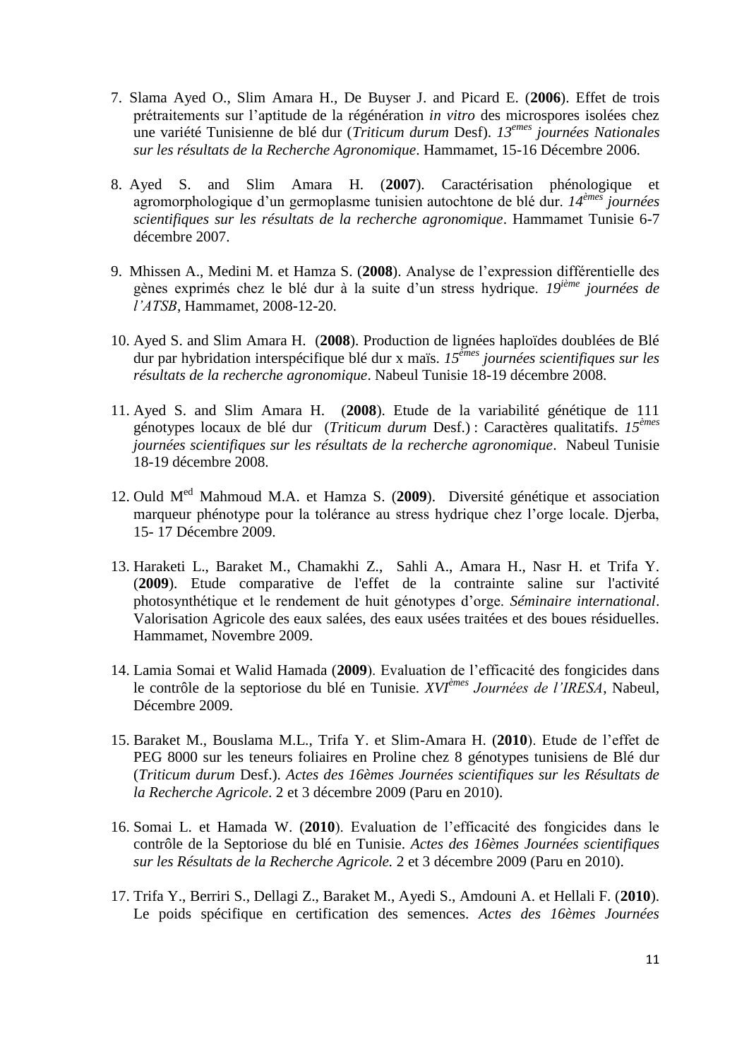7. Slama Ayed O., Slim Amara H., De Buyser J. and Picard E. (**2006**). Effet de trois prétraitements sur l'aptitude de la régénération *in vitro* des microspores isolées chez une variété Tunisienne de blé dur (*Triticum durum* Desf). *13[emes] journées Nationales sur les résultats de la Recherche Agronomique*. Hammamet, 15-16 Décembre 2006.

8. Ayed S. and Slim Amara H. (**2007**). Caractérisation phénologique et agromorphologique d'un germoplasme tunisien autochtone de blé dur. *14[èmes] journées scientifiques sur les résultats de la recherche agronomique*. Hammamet Tunisie 6-7 décembre 2007.

9. Mhissen A., Medini M. et Hamza S. (**2008**). Analyse de l'expression différentielle des gènes exprimés chez le blé dur à la suite d'un stress hydrique. *19[ième] journées de l'ATSB*, Hammamet, 2008-12-20.

10. Ayed S. and Slim Amara H. (**2008**). Production de lignées haploïdes doublées de Blé dur par hybridation interspécifique blé dur x maïs. *15[èmes] journées scientifiques sur les résultats de la recherche agronomique*. Nabeul Tunisie 18-19 décembre 2008.

11. Ayed S. and Slim Amara H. (**2008**). Etude de la variabilité génétique de 111 génotypes locaux de blé dur (*Triticum durum* Desf.) : Caractères qualitatifs. *15[èmes] journées scientifiques sur les résultats de la recherche agronomique*. Nabeul Tunisie 18-19 décembre 2008.

12. Ould M[ed] Mahmoud M.A. et Hamza S. (**2009**). Diversité génétique et association marqueur phénotype pour la tolérance au stress hydrique chez l'orge locale. Djerba, 15- 17 Décembre 2009.

13. Haraketi L., Baraket M., Chamakhi Z., Sahli A., Amara H., Nasr H. et Trifa Y. (**2009**). Etude comparative de l'effet de la contrainte saline sur l'activité photosynthétique et le rendement de huit génotypes d'orge. *Séminaire international*. Valorisation Agricole des eaux salées, des eaux usées traitées et des boues résiduelles. Hammamet, Novembre 2009.

14. Lamia Somai et Walid Hamada (**2009**). Evaluation de l'efficacité des fongicides dans le contrôle de la septoriose du blé en Tunisie. *XVI[èmes] Journées de l'IRESA*, Nabeul, Décembre 2009.

15. Baraket M., Bouslama M.L., Trifa Y. et Slim-Amara H. (**2010**). Etude de l'effet de PEG 8000 sur les teneurs foliaires en Proline chez 8 génotypes tunisiens de Blé dur (*Triticum durum* Desf.). *Actes des 16èmes Journées scientifiques sur les Résultats de la Recherche Agricole*. 2 et 3 décembre 2009 (Paru en 2010).

16. Somai L. et Hamada W. (**2010**). Evaluation de l'efficacité des fongicides dans le contrôle de la Septoriose du blé en Tunisie. *Actes des 16èmes Journées scientifiques sur les Résultats de la Recherche Agricole.* 2 et 3 décembre 2009 (Paru en 2010).

17. Trifa Y., Berriri S., Dellagi Z., Baraket M., Ayedi S., Amdouni A. et Hellali F. (**2010**). Le poids spécifique en certification des semences. *Actes des 16èmes Journées*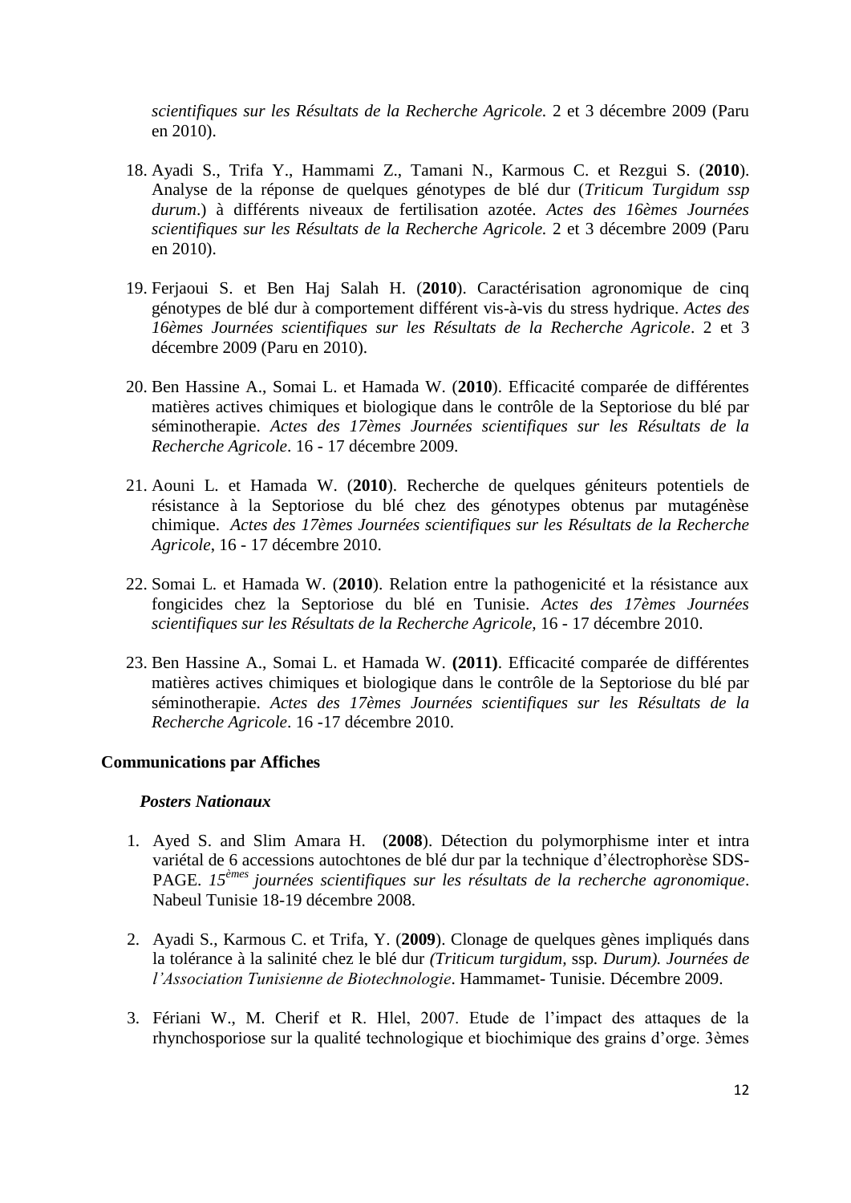*scientifiques sur les Résultats de la Recherche Agricole.* 2 et 3 décembre 2009 (Paru en 2010).

18. Ayadi S., Trifa Y., Hammami Z., Tamani N., Karmous C. et Rezgui S. (**2010**). Analyse de la réponse de quelques génotypes de blé dur (*Triticum Turgidum ssp durum*.) à différents niveaux de fertilisation azotée. *Actes des 16èmes Journées scientifiques sur les Résultats de la Recherche Agricole.* 2 et 3 décembre 2009 (Paru en 2010).

19. Ferjaoui S. et Ben Haj Salah H. (**2010**). Caractérisation agronomique de cinq génotypes de blé dur à comportement différent vis-à-vis du stress hydrique. *Actes des 16èmes Journées scientifiques sur les Résultats de la Recherche Agricole*. 2 et 3 décembre 2009 (Paru en 2010).

20. Ben Hassine A., Somai L. et Hamada W. (**2010**). Efficacité comparée de différentes matières actives chimiques et biologique dans le contrôle de la Septoriose du blé par séminotherapie. *Actes des 17èmes Journées scientifiques sur les Résultats de la Recherche Agricole*. 16 - 17 décembre 2009.

21. Aouni L. et Hamada W. (**2010**). Recherche de quelques géniteurs potentiels de résistance à la Septoriose du blé chez des génotypes obtenus par mutagénèse chimique. *Actes des 17èmes Journées scientifiques sur les Résultats de la Recherche Agricole*, 16 - 17 décembre 2010.

22. Somai L. et Hamada W. (**2010**). Relation entre la pathogenicité et la résistance aux fongicides chez la Septoriose du blé en Tunisie. *Actes des 17èmes Journées scientifiques sur les Résultats de la Recherche Agricole,* 16 - 17 décembre 2010.

23. Ben Hassine A., Somai L. et Hamada W. **(2011)**. Efficacité comparée de différentes matières actives chimiques et biologique dans le contrôle de la Septoriose du blé par séminotherapie. *Actes des 17èmes Journées scientifiques sur les Résultats de la Recherche Agricole*. 16 -17 décembre 2010.

**Communications par Affiches**

***Posters Nationaux***

1. Ayed S. and Slim Amara H. (**2008**). Détection du polymorphisme inter et intra variétal de 6 accessions autochtones de blé dur par la technique d'électrophorèse SDS-PAGE. *15èmes journées scientifiques sur les résultats de la recherche agronomique*. Nabeul Tunisie 18-19 décembre 2008.

2. Ayadi S., Karmous C. et Trifa, Y. (**2009**). Clonage de quelques gènes impliqués dans la tolérance à la salinité chez le blé dur *(Triticum turgidum*, ssp*. Durum). Journées de l'Association Tunisienne de Biotechnologie*. Hammamet- Tunisie. Décembre 2009.

3. Fériani W., M. Cherif et R. Hlel, 2007. Etude de l'impact des attaques de la rhynchosporiose sur la qualité technologique et biochimique des grains d'orge. 3èmes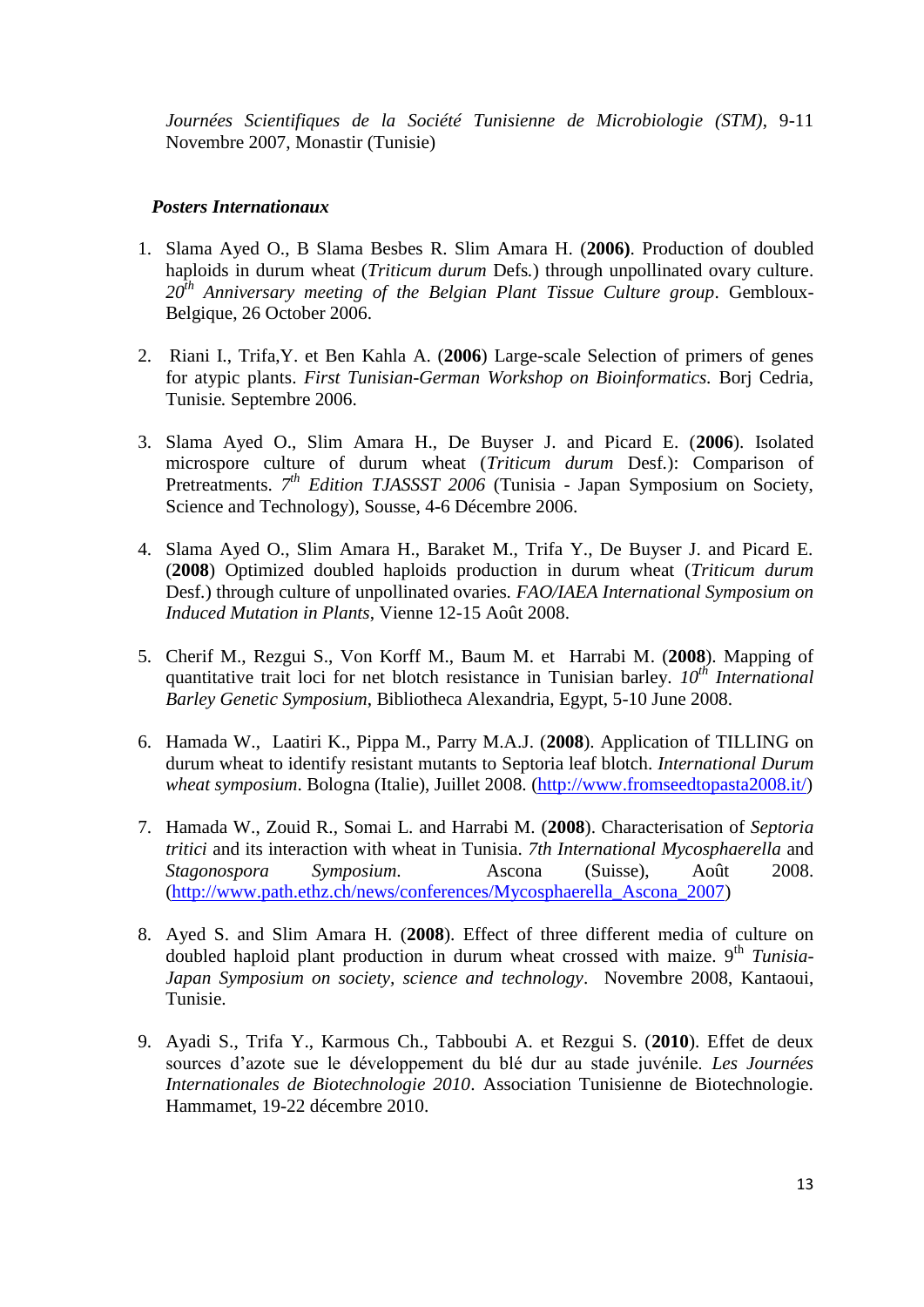*Journées Scientifiques de la Société Tunisienne de Microbiologie (STM)*, 9-11 Novembre 2007, Monastir (Tunisie)

***Posters Internationaux***

1. Slama Ayed O., B Slama Besbes R. Slim Amara H. (**2006**). Production of doubled haploids in durum wheat (*Triticum durum* Defs.) through unpollinated ovary culture. *20th Anniversary meeting of the Belgian Plant Tissue Culture group*. Gembloux-Belgique, 26 October 2006.

2. Riani I., Trifa,Y. et Ben Kahla A. (**2006**) Large-scale Selection of primers of genes for atypic plants. *First Tunisian-German Workshop on Bioinformatics.* Borj Cedria, Tunisie. Septembre 2006.

3. Slama Ayed O., Slim Amara H., De Buyser J. and Picard E. (**2006**). Isolated microspore culture of durum wheat (*Triticum durum* Desf.): Comparison of Pretreatments. *7th Edition TJASSST 2006* (Tunisia - Japan Symposium on Society, Science and Technology), Sousse, 4-6 Décembre 2006.

4. Slama Ayed O., Slim Amara H., Baraket M., Trifa Y., De Buyser J. and Picard E. (**2008**) Optimized doubled haploids production in durum wheat (*Triticum durum* Desf.) through culture of unpollinated ovaries. *FAO/IAEA International Symposium on Induced Mutation in Plants*, Vienne 12-15 Août 2008.

5. Cherif M., Rezgui S., Von Korff M., Baum M. et Harrabi M. (**2008**). Mapping of quantitative trait loci for net blotch resistance in Tunisian barley. *10th International Barley Genetic Symposium*, Bibliotheca Alexandria, Egypt, 5-10 June 2008.

6. Hamada W., Laatiri K., Pippa M., Parry M.A.J. (**2008**). Application of TILLING on durum wheat to identify resistant mutants to Septoria leaf blotch. *International Durum wheat symposium*. Bologna (Italie), Juillet 2008. (http://www.fromseedtopasta2008.it/)

7. Hamada W., Zouid R., Somai L. and Harrabi M. (**2008**). Characterisation of *Septoria tritici* and its interaction with wheat in Tunisia. *7th International Mycosphaerella* and *Stagonospora Symposium*. Ascona (Suisse), Août 2008. (http://www.path.ethz.ch/news/conferences/Mycosphaerella_Ascona_2007)

8. Ayed S. and Slim Amara H. (**2008**). Effect of three different media of culture on doubled haploid plant production in durum wheat crossed with maize. 9th *Tunisia-Japan Symposium on society, science and technology*. Novembre 2008, Kantaoui, Tunisie.

9. Ayadi S., Trifa Y., Karmous Ch., Tabboubi A. et Rezgui S. (**2010**). Effet de deux sources d'azote sue le développement du blé dur au stade juvénile. *Les Journées Internationales de Biotechnologie 2010*. Association Tunisienne de Biotechnologie. Hammamet, 19-22 décembre 2010.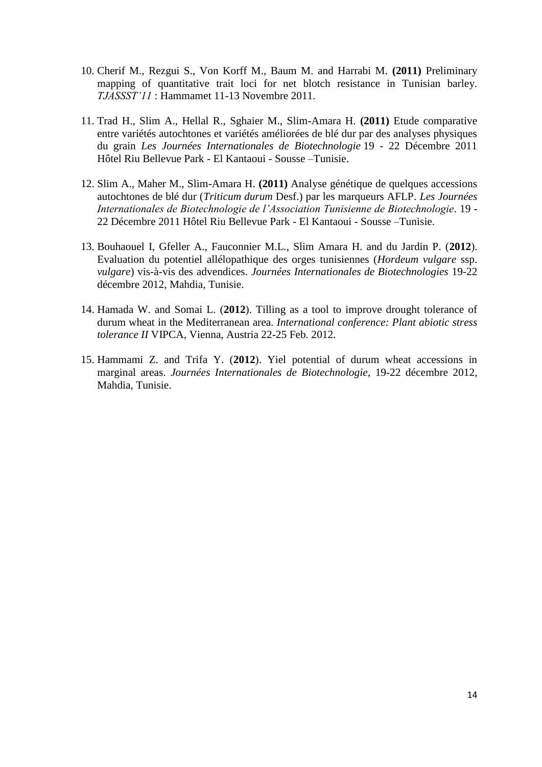10. Cherif M., Rezgui S., Von Korff M., Baum M. and Harrabi M. **(2011)** Preliminary mapping of quantitative trait loci for net blotch resistance in Tunisian barley. *TJASSST'11* : Hammamet 11-13 Novembre 2011.

11. Trad H., Slim A., Hellal R., Sghaier M., Slim-Amara H. **(2011)** Etude comparative entre variétés autochtones et variétés améliorées de blé dur par des analyses physiques du grain *Les Journées Internationales de Biotechnologie* 19 - 22 Décembre 2011 Hôtel Riu Bellevue Park - El Kantaoui - Sousse –Tunisie.

12. Slim A., Maher M., Slim-Amara H. **(2011)** Analyse génétique de quelques accessions autochtones de blé dur (*Triticum durum* Desf.) par les marqueurs AFLP. *Les Journées Internationales de Biotechnologie de l'Association Tunisienne de Biotechnologie*. 19 - 22 Décembre 2011 Hôtel Riu Bellevue Park - El Kantaoui - Sousse –Tunisie.

13. Bouhaouel I, Gfeller A., Fauconnier M.L., Slim Amara H. and du Jardin P. (**2012**). Evaluation du potentiel allélopathique des orges tunisiennes (*Hordeum vulgare* ssp. *vulgare*) vis-à-vis des advendices. *Journées Internationales de Biotechnologies* 19-22 décembre 2012, Mahdia, Tunisie.

14. Hamada W. and Somai L. (**2012**). Tilling as a tool to improve drought tolerance of durum wheat in the Mediterranean area. *International conference: Plant abiotic stress tolerance II* VIPCA, Vienna, Austria 22-25 Feb. 2012.

15. Hammami Z. and Trifa Y. (**2012**). Yiel potential of durum wheat accessions in marginal areas. *Journées Internationales de Biotechnologie*, 19-22 décembre 2012, Mahdia, Tunisie.